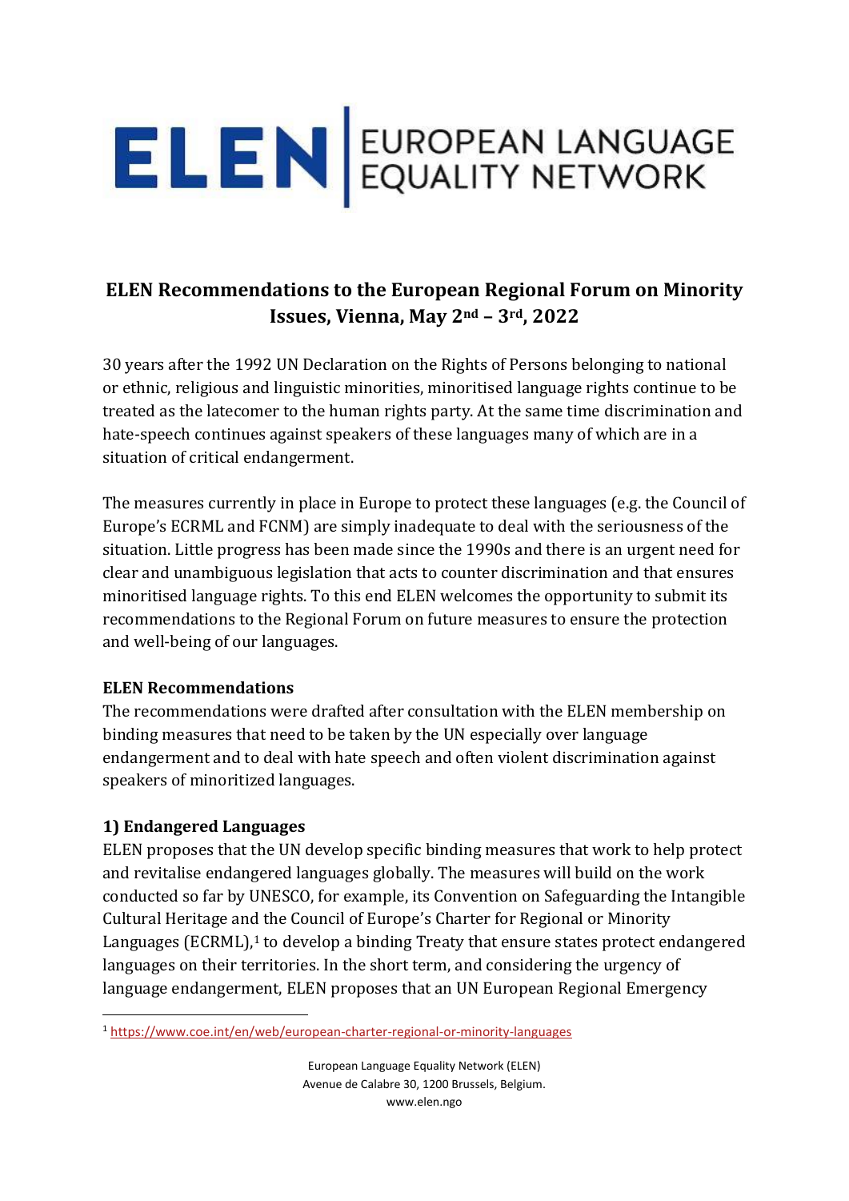# ELEN | EUROPEAN LANGUAGE EQUALITY NETWORK

## ELEN Recommendations to the European Regional Forum on Minority Issues, Vienna, May 2nd – 3rd, 2022

30 years after the 1992 UN Declaration on the Rights of Persons belonging to national or ethnic, religious and linguistic minorities, minoritised language rights continue to be treated as the latecomer to the human rights party. At the same time discrimination and hate-speech continues against speakers of these languages many of which are in a situation of critical endangerment.

The measures currently in place in Europe to protect these languages (e.g. the Council of Europe's ECRML and FCNM) are simply inadequate to deal with the seriousness of the situation. Little progress has been made since the 1990s and there is an urgent need for clear and unambiguous legislation that acts to counter discrimination and that ensures minoritised language rights. To this end ELEN welcomes the opportunity to submit its recommendations to the Regional Forum on future measures to ensure the protection and well-being of our languages.

### ELEN Recommendations

The recommendations were drafted after consultation with the ELEN membership on binding measures that need to be taken by the UN especially over language endangerment and to deal with hate speech and often violent discrimination against speakers of minoritized languages.

### 1) Endangered Languages

ELEN proposes that the UN develop specific binding measures that work to help protect and revitalise endangered languages globally. The measures will build on the work conducted so far by UNESCO, for example, its Convention on Safeguarding the Intangible Cultural Heritage and the Council of Europe's Charter for Regional or Minority Languages (ECRML),[1] to develop a binding Treaty that ensure states protect endangered languages on their territories. In the short term, and considering the urgency of language endangerment, ELEN proposes that an UN European Regional Emergency

[1] https://www.coe.int/en/web/european-charter-regional-or-minority-languages

European Language Equality Network (ELEN)
Avenue de Calabre 30, 1200 Brussels, Belgium.
www.elen.ngo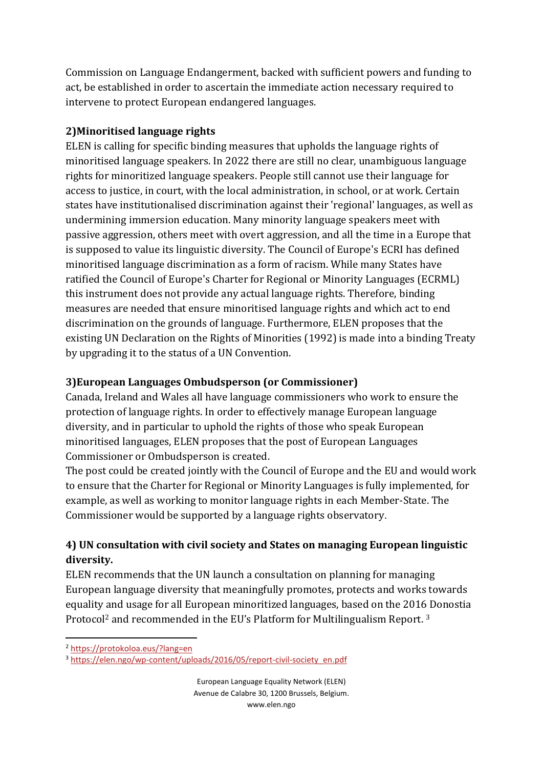Commission on Language Endangerment, backed with sufficient powers and funding to act, be established in order to ascertain the immediate action necessary required to intervene to protect European endangered languages.

**2)Minoritised language rights**

ELEN is calling for specific binding measures that upholds the language rights of minoritised language speakers. In 2022 there are still no clear, unambiguous language rights for minoritized language speakers. People still cannot use their language for access to justice, in court, with the local administration, in school, or at work. Certain states have institutionalised discrimination against their 'regional' languages, as well as undermining immersion education. Many minority language speakers meet with passive aggression, others meet with overt aggression, and all the time in a Europe that is supposed to value its linguistic diversity. The Council of Europe's ECRI has defined minoritised language discrimination as a form of racism. While many States have ratified the Council of Europe's Charter for Regional or Minority Languages (ECRML) this instrument does not provide any actual language rights. Therefore, binding measures are needed that ensure minoritised language rights and which act to end discrimination on the grounds of language. Furthermore, ELEN proposes that the existing UN Declaration on the Rights of Minorities (1992) is made into a binding Treaty by upgrading it to the status of a UN Convention.

**3)European Languages Ombudsperson (or Commissioner)**

Canada, Ireland and Wales all have language commissioners who work to ensure the protection of language rights. In order to effectively manage European language diversity, and in particular to uphold the rights of those who speak European minoritised languages, ELEN proposes that the post of European Languages Commissioner or Ombudsperson is created.

The post could be created jointly with the Council of Europe and the EU and would work to ensure that the Charter for Regional or Minority Languages is fully implemented, for example, as well as working to monitor language rights in each Member-State. The Commissioner would be supported by a language rights observatory.

**4) UN consultation with civil society and States on managing European linguistic diversity.**

ELEN recommends that the UN launch a consultation on planning for managing European language diversity that meaningfully promotes, protects and works towards equality and usage for all European minoritized languages, based on the 2016 Donostia Protocol[2] and recommended in the EU's Platform for Multilingualism Report. [3]

---

[2] https://protokoloa.eus/?lang=en

[3] https://elen.ngo/wp-content/uploads/2016/05/report-civil-society_en.pdf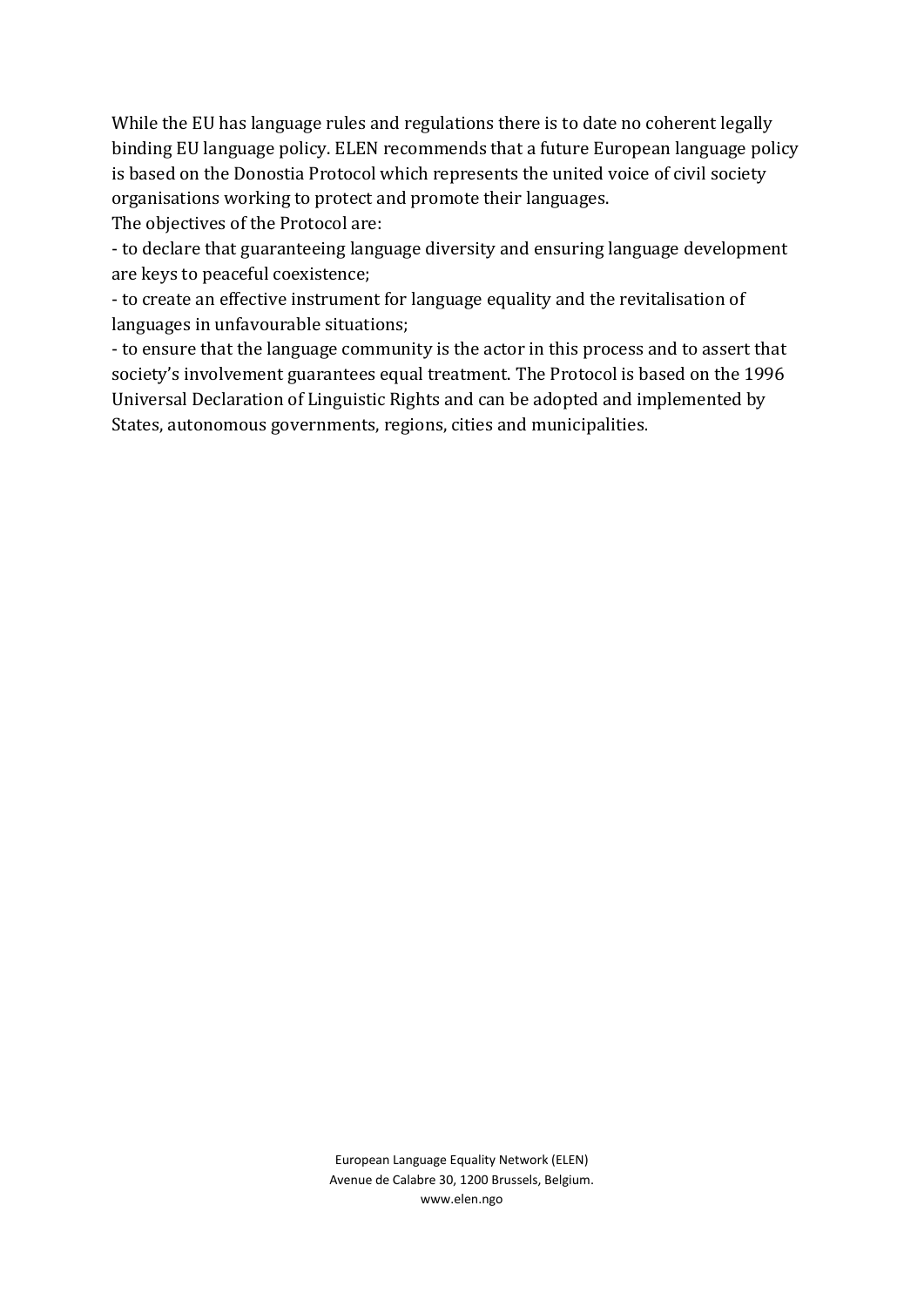While the EU has language rules and regulations there is to date no coherent legally binding EU language policy. ELEN recommends that a future European language policy is based on the Donostia Protocol which represents the united voice of civil society organisations working to protect and promote their languages.

The objectives of the Protocol are:

- to declare that guaranteeing language diversity and ensuring language development are keys to peaceful coexistence;
- to create an effective instrument for language equality and the revitalisation of languages in unfavourable situations;
- to ensure that the language community is the actor in this process and to assert that society's involvement guarantees equal treatment. The Protocol is based on the 1996 Universal Declaration of Linguistic Rights and can be adopted and implemented by States, autonomous governments, regions, cities and municipalities.